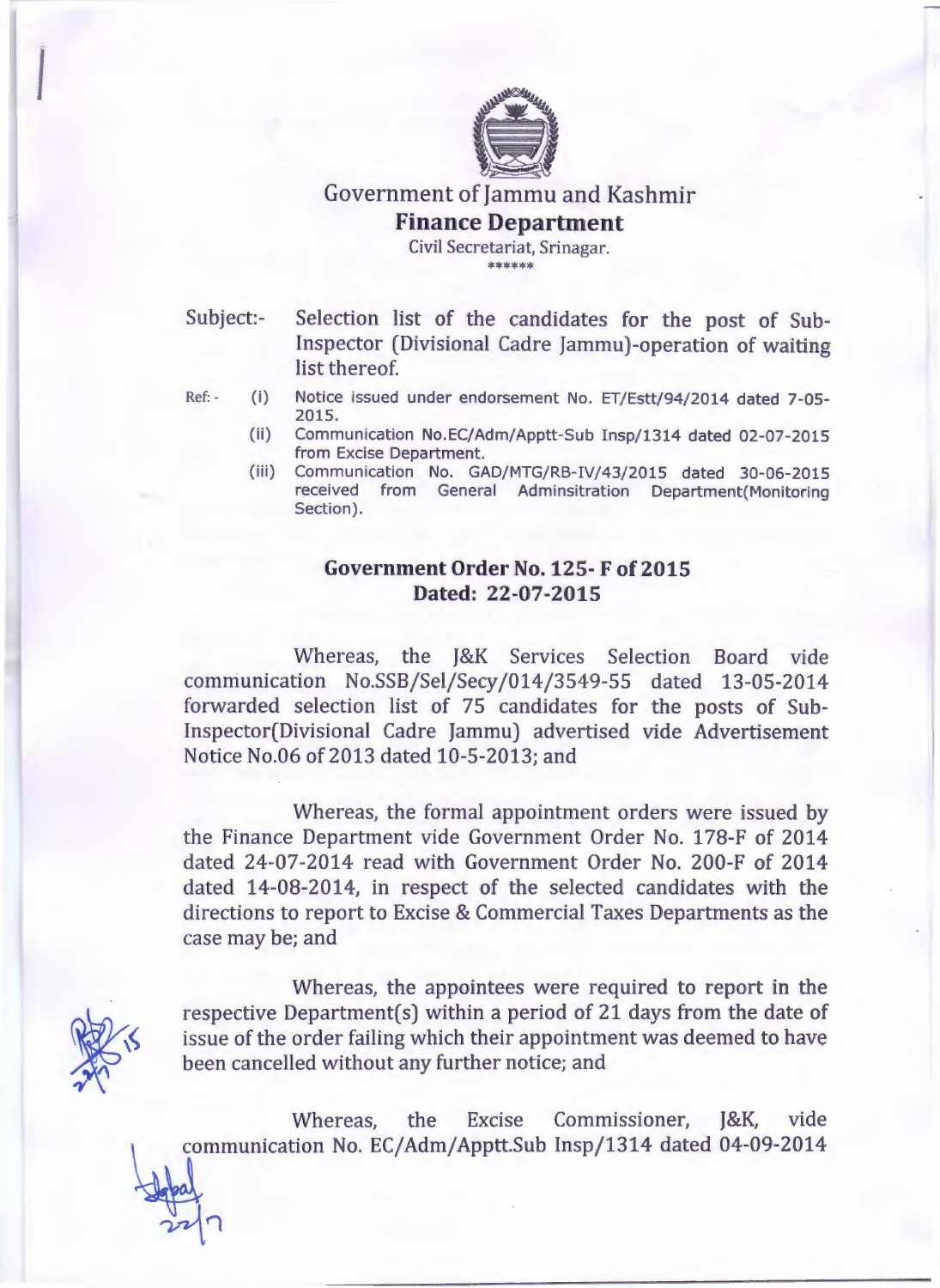# Government of Jammu and Kashmir

## Finance Department

Civil Secretariat, Srinagar.

******

Subject:- Selection list of the candidates for the post of Sub-Inspector (Divisional Cadre Jammu)-operation of waiting list thereof.

Ref: -
- (i) Notice issued under endorsement No. ET/Estt/94/2014 dated 7-05-2015.
- (ii) Communication No.EC/Adm/Apptt-Sub Insp/1314 dated 02-07-2015 from Excise Department.
- (iii) Communication No. GAD/MTG/RB-IV/43/2015 dated 30-06-2015 received from General Adminsitration Department(Monitoring Section).

### Government Order No. 125- F of 2015
### Dated: 22-07-2015

Whereas, the J&K Services Selection Board vide communication No.SSB/Sel/Secy/014/3549-55 dated 13-05-2014 forwarded selection list of 75 candidates for the posts of Sub-Inspector(Divisional Cadre Jammu) advertised vide Advertisement Notice No.06 of 2013 dated 10-5-2013; and

Whereas, the formal appointment orders were issued by the Finance Department vide Government Order No. 178-F of 2014 dated 24-07-2014 read with Government Order No. 200-F of 2014 dated 14-08-2014, in respect of the selected candidates with the directions to report to Excise & Commercial Taxes Departments as the case may be; and

Whereas, the appointees were required to report in the respective Department(s) within a period of 21 days from the date of issue of the order failing which their appointment was deemed to have been cancelled without any further notice; and

Whereas, the Excise Commissioner, J&K, vide communication No. EC/Adm/Apptt.Sub Insp/1314 dated 04-09-2014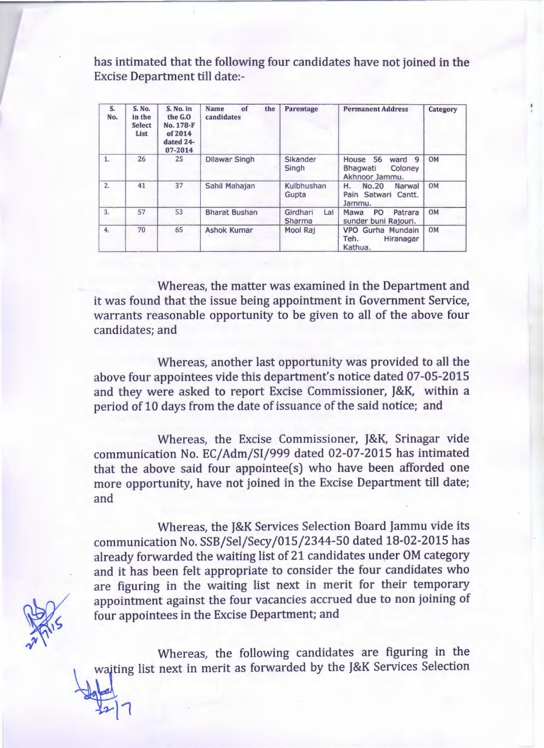has intimated that the following four candidates have not joined in the Excise Department till date:-

| S. No. | S. No. in the Select List | S. No. in the G.O No. 178-F of 2014 dated 24-07-2014 | Name of the candidates | Parentage | Permanent Address | Category |
|---|---|---|---|---|---|---|
| 1. | 26 | 25 | Dilawar Singh | Sikander Singh | House 56 ward 9 Bhagwati Coloney Akhnoor Jammu. | OM |
| 2. | 41 | 37 | Sahil Mahajan | Kulbhushan Gupta | H. No.20 Narwal Pain Satwari Cantt. Jammu. | OM |
| 3. | 57 | 53 | Bharat Bushan | Girdhari Lal Sharma | Mawa PO Patrara sunder buni Rajouri. | OM |
| 4. | 70 | 65 | Ashok Kumar | Mool Raj | VPO Gurha Mundain Teh. Hiranagar Kathua. | OM |

Whereas, the matter was examined in the Department and it was found that the issue being appointment in Government Service, warrants reasonable opportunity to be given to all of the above four candidates; and

Whereas, another last opportunity was provided to all the above four appointees vide this department's notice dated 07-05-2015 and they were asked to report Excise Commissioner, J&K, within a period of 10 days from the date of issuance of the said notice; and

Whereas, the Excise Commissioner, J&K, Srinagar vide communication No. EC/Adm/SI/999 dated 02-07-2015 has intimated that the above said four appointee(s) who have been afforded one more opportunity, have not joined in the Excise Department till date; and

Whereas, the J&K Services Selection Board Jammu vide its communication No. SSB/Sel/Secy/015/2344-50 dated 18-02-2015 has already forwarded the waiting list of 21 candidates under OM category and it has been felt appropriate to consider the four candidates who are figuring in the waiting list next in merit for their temporary appointment against the four vacancies accrued due to non joining of four appointees in the Excise Department; and

Whereas, the following candidates are figuring in the waiting list next in merit as forwarded by the J&K Services Selection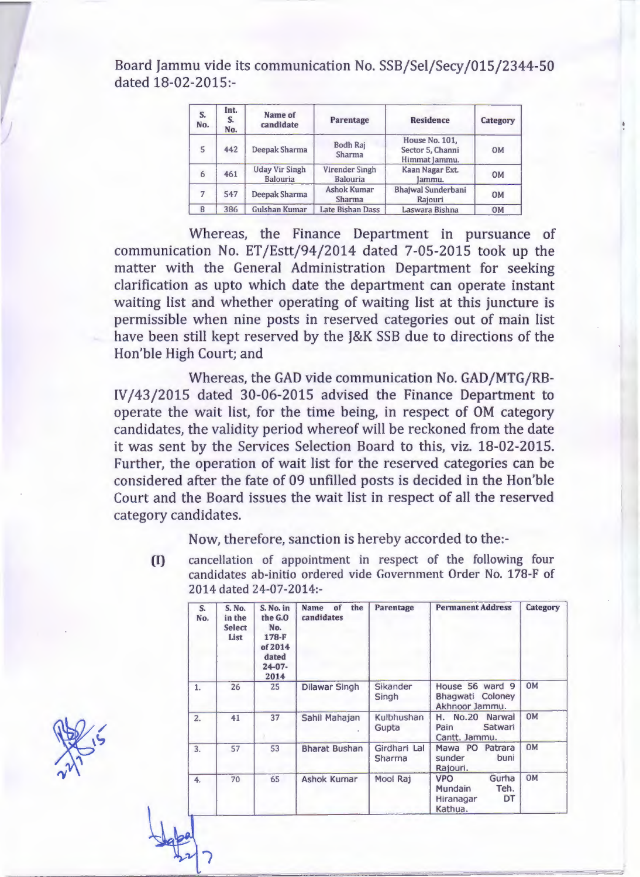Board Jammu vide its communication No. SSB/Sel/Secy/015/2344-50 dated 18-02-2015:-

| S. No. | Int. S. No. | Name of candidate | Parentage | Residence | Category |
|---|---|---|---|---|---|
| 5 | 442 | Deepak Sharma | Bodh Raj Sharma | House No. 101, Sector 5, Channi Himmat Jammu. | OM |
| 6 | 461 | Uday Vir Singh Balouria | Virender Singh Balouria | Kaan Nagar Ext. Jammu. | OM |
| 7 | 547 | Deepak Sharma | Ashok Kumar Sharma | Bhajwal Sunderbani Rajouri | OM |
| 8 | 386 | Gulshan Kumar | Late Bishan Dass | Laswara Bishna | OM |

Whereas, the Finance Department in pursuance of communication No. ET/Estt/94/2014 dated 7-05-2015 took up the matter with the General Administration Department for seeking clarification as upto which date the department can operate instant waiting list and whether operating of waiting list at this juncture is permissible when nine posts in reserved categories out of main list have been still kept reserved by the J&K SSB due to directions of the Hon'ble High Court; and

Whereas, the GAD vide communication No. GAD/MTG/RB-IV/43/2015 dated 30-06-2015 advised the Finance Department to operate the wait list, for the time being, in respect of OM category candidates, the validity period whereof will be reckoned from the date it was sent by the Services Selection Board to this, viz. 18-02-2015. Further, the operation of wait list for the reserved categories can be considered after the fate of 09 unfilled posts is decided in the Hon'ble Court and the Board issues the wait list in respect of all the reserved category candidates.

Now, therefore, sanction is hereby accorded to the:-

(I) cancellation of appointment in respect of the following four candidates ab-initio ordered vide Government Order No. 178-F of 2014 dated 24-07-2014:-

| S. No. | S. No. in the Select List | S. No. in the G.O No. 178-F of 2014 dated 24-07-2014 | Name of the candidates | Parentage | Permanent Address | Category |
|---|---|---|---|---|---|---|
| 1. | 26 | 25 | Dilawar Singh | Sikander Singh | House 56 ward 9 Bhagwati Coloney Akhnoor Jammu. | OM |
| 2. | 41 | 37 | Sahil Mahajan | Kulbhushan Gupta | H. No.20 Narwal Pain Satwari Cantt. Jammu. | OM |
| 3. | 57 | 53 | Bharat Bushan | Girdhari Lal Sharma | Mawa PO Patrara sunder buni Rajouri. | OM |
| 4. | 70 | 65 | Ashok Kumar | Mool Raj | VPO Gurha Mundain Teh. Hiranagar DT Kathua. | OM |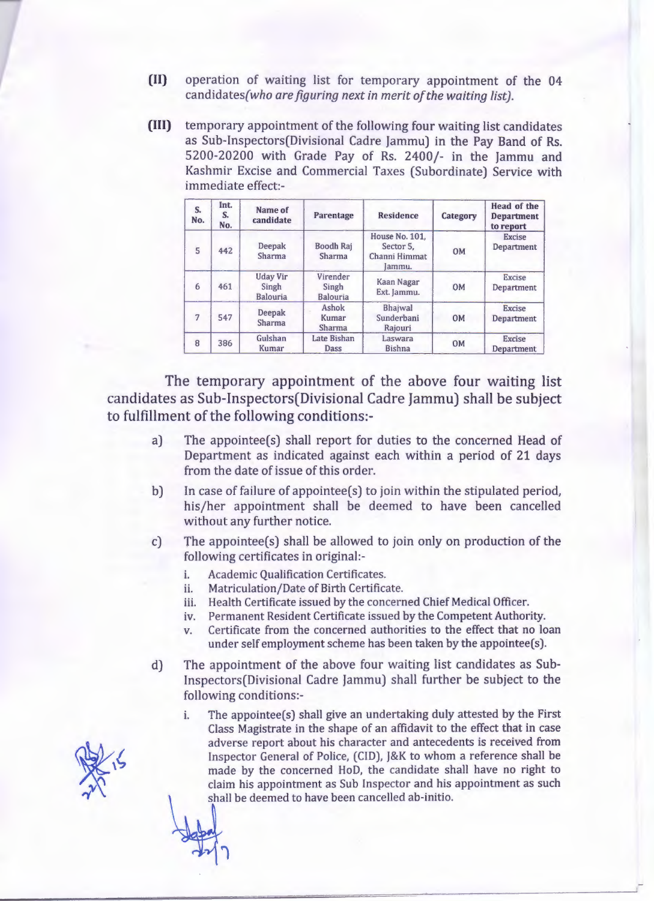(II) operation of waiting list for temporary appointment of the 04 candidates*(who are figuring next in merit of the waiting list)*.

(III) temporary appointment of the following four waiting list candidates as Sub-Inspectors(Divisional Cadre Jammu) in the Pay Band of Rs. 5200-20200 with Grade Pay of Rs. 2400/- in the Jammu and Kashmir Excise and Commercial Taxes (Subordinate) Service with immediate effect:-

| S. No. | Int. S. No. | Name of candidate | Parentage | Residence | Category | Head of the Department to report |
|---|---|---|---|---|---|---|
| 5 | 442 | Deepak Sharma | Boodh Raj Sharma | House No. 101, Sector 5, Channi Himmat Jammu. | OM | Excise Department |
| 6 | 461 | Uday Vir Singh Balouria | Virender Singh Balouria | Kaan Nagar Ext. Jammu. | OM | Excise Department |
| 7 | 547 | Deepak Sharma | Ashok Kumar Sharma | Bhajwal Sunderbani Rajouri | OM | Excise Department |
| 8 | 386 | Gulshan Kumar | Late Bishan Dass | Laswara Bishna | OM | Excise Department |

The temporary appointment of the above four waiting list candidates as Sub-Inspectors(Divisional Cadre Jammu) shall be subject to fulfillment of the following conditions:-

a) The appointee(s) shall report for duties to the concerned Head of Department as indicated against each within a period of 21 days from the date of issue of this order.

b) In case of failure of appointee(s) to join within the stipulated period, his/her appointment shall be deemed to have been cancelled without any further notice.

c) The appointee(s) shall be allowed to join only on production of the following certificates in original:-
   i. Academic Qualification Certificates.
   ii. Matriculation/Date of Birth Certificate.
   iii. Health Certificate issued by the concerned Chief Medical Officer.
   iv. Permanent Resident Certificate issued by the Competent Authority.
   v. Certificate from the concerned authorities to the effect that no loan under self employment scheme has been taken by the appointee(s).

d) The appointment of the above four waiting list candidates as Sub-Inspectors(Divisional Cadre Jammu) shall further be subject to the following conditions:-
   i. The appointee(s) shall give an undertaking duly attested by the First Class Magistrate in the shape of an affidavit to the effect that in case adverse report about his character and antecedents is received from Inspector General of Police, (CID), J&K to whom a reference shall be made by the concerned HoD, the candidate shall have no right to claim his appointment as Sub Inspector and his appointment as such shall be deemed to have been cancelled ab-initio.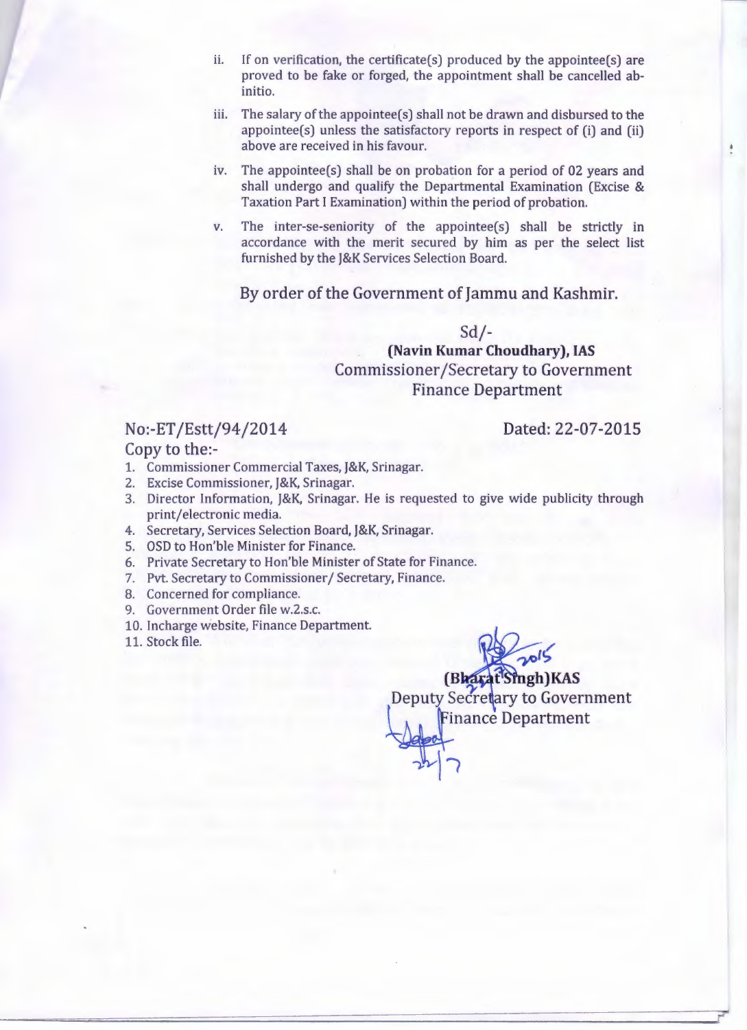ii. If on verification, the certificate(s) produced by the appointee(s) are proved to be fake or forged, the appointment shall be cancelled ab-initio.

iii. The salary of the appointee(s) shall not be drawn and disbursed to the appointee(s) unless the satisfactory reports in respect of (i) and (ii) above are received in his favour.

iv. The appointee(s) shall be on probation for a period of 02 years and shall undergo and qualify the Departmental Examination (Excise & Taxation Part I Examination) within the period of probation.

v. The inter-se-seniority of the appointee(s) shall be strictly in accordance with the merit secured by him as per the select list furnished by the J&K Services Selection Board.

By order of the Government of Jammu and Kashmir.

Sd/-

**(Navin Kumar Choudhary), IAS**
Commissioner/Secretary to Government
Finance Department

No:-ET/Estt/94/2014 Dated: 22-07-2015

Copy to the:-

1. Commissioner Commercial Taxes, J&K, Srinagar.
2. Excise Commissioner, J&K, Srinagar.
3. Director Information, J&K, Srinagar. He is requested to give wide publicity through print/electronic media.
4. Secretary, Services Selection Board, J&K, Srinagar.
5. OSD to Hon'ble Minister for Finance.
6. Private Secretary to Hon'ble Minister of State for Finance.
7. Pvt. Secretary to Commissioner/ Secretary, Finance.
8. Concerned for compliance.
9. Government Order file w.2.s.c.
10. Incharge website, Finance Department.
11. Stock file.

**(Bharat Singh)KAS**
Deputy Secretary to Government
Finance Department